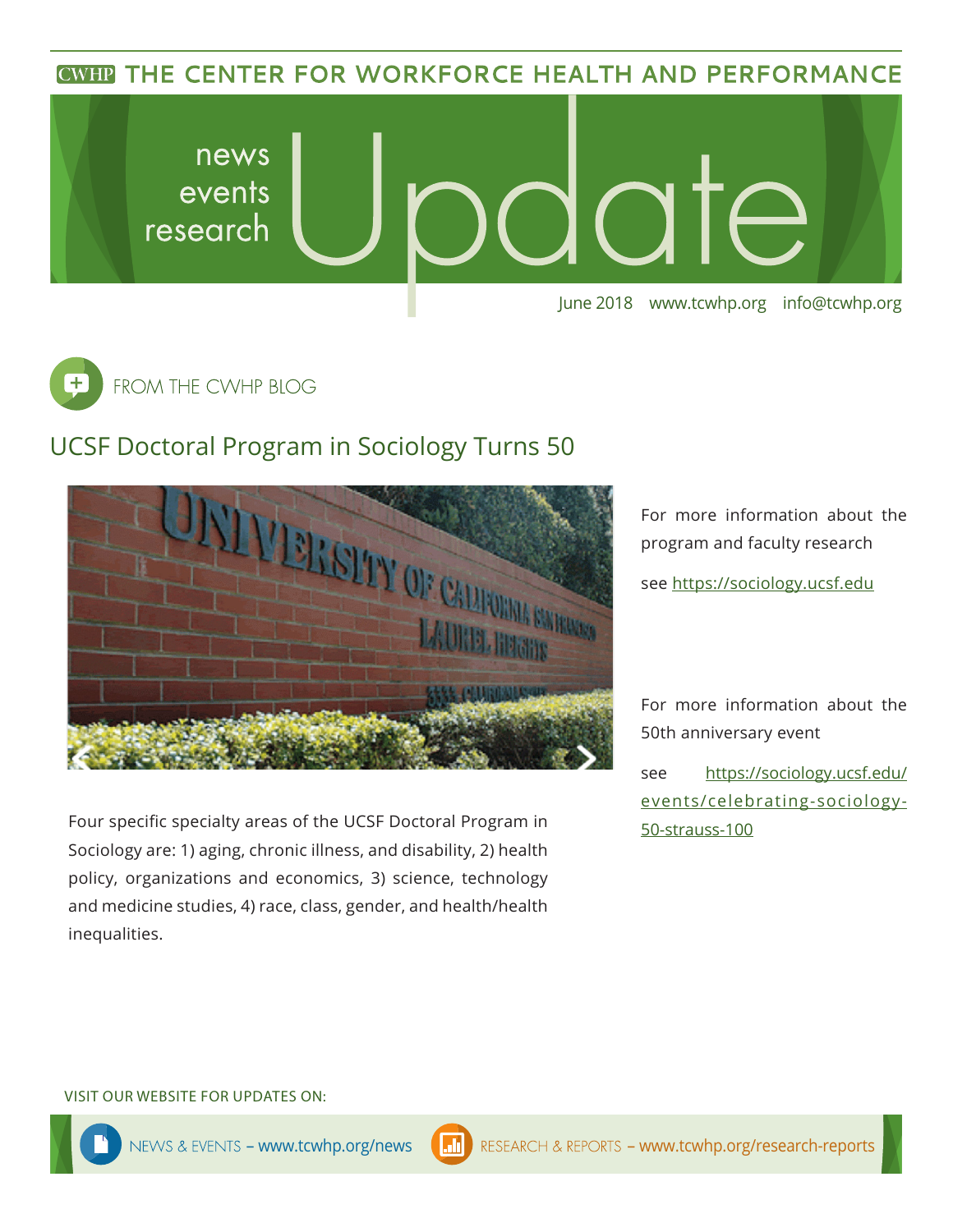CWHP THE CENTER FOR WORKFORCE HEALTH AND PERFORMANCE

# news events research Update

June 2018 www.tcwhp.org info@tcwhp.org

## FROM THE CWHP BLOG

## UCSF Doctoral Program in Sociology Turns 50

Four specific specialty areas of the UCSF Doctoral Program in Sociology are: 1) aging, chronic illness, and disability, 2) health policy, organizations and economics, 3) science, technology and medicine studies, 4) race, class, gender, and health/health inequalities.

For more information about the program and faculty research

see https://sociology.ucsf.edu

For more information about the 50th anniversary event

see https://sociology.ucsf.edu/events/celebrating-sociology-50-strauss-100

VISIT OUR WEBSITE FOR UPDATES ON:

NEWS & EVENTS – www.tcwhp.org/news

RESEARCH & REPORTS – www.tcwhp.org/research-reports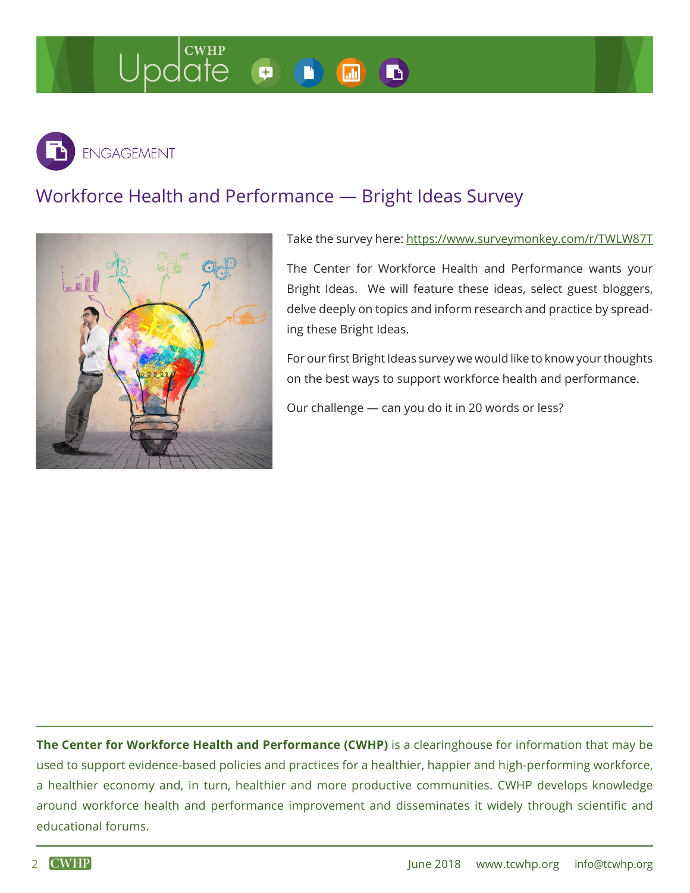## ENGAGEMENT

# Workforce Health and Performance — Bright Ideas Survey

Take the survey here: https://www.surveymonkey.com/r/TWLW87T

The Center for Workforce Health and Performance wants your Bright Ideas. We will feature these ideas, select guest bloggers, delve deeply on topics and inform research and practice by spreading these Bright Ideas.

For our first Bright Ideas survey we would like to know your thoughts on the best ways to support workforce health and performance.

Our challenge — can you do it in 20 words or less?

---

**The Center for Workforce Health and Performance (CWHP)** is a clearinghouse for information that may be used to support evidence-based policies and practices for a healthier, happier and high-performing workforce, a healthier economy and, in turn, healthier and more productive communities. CWHP develops knowledge around workforce health and performance improvement and disseminates it widely through scientific and educational forums.

---

June 2018 www.tcwhp.org info@tcwhp.org